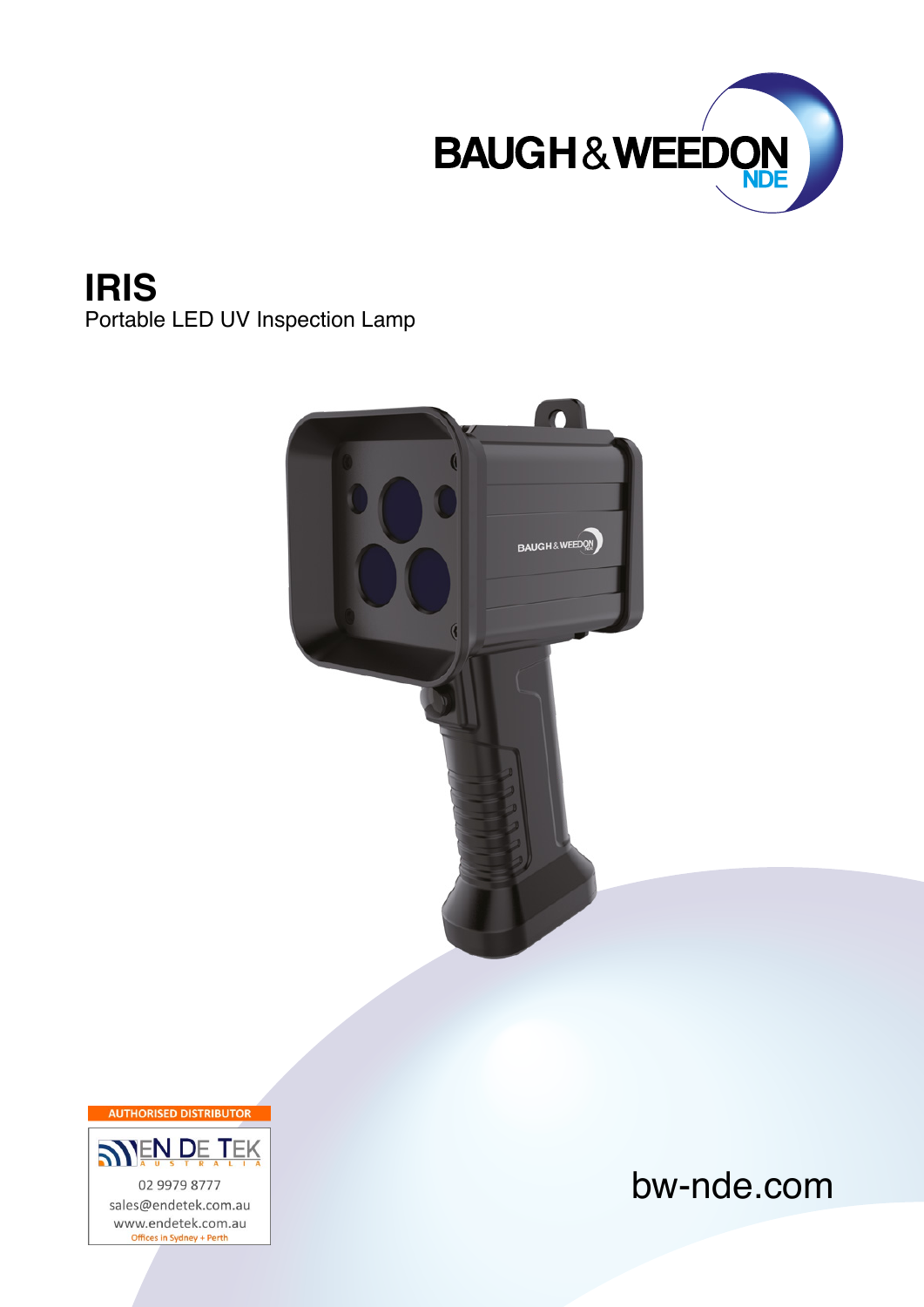BAUGH & WEEDON NDE

# IRIS

Portable LED UV Inspection Lamp

AUTHORISED DISTRIBUTOR

EN DE TEK AUSTRALIA

02 9979 8777

sales@endetek.com.au

www.endetek.com.au

Offices in Sydney + Perth

bw-nde.com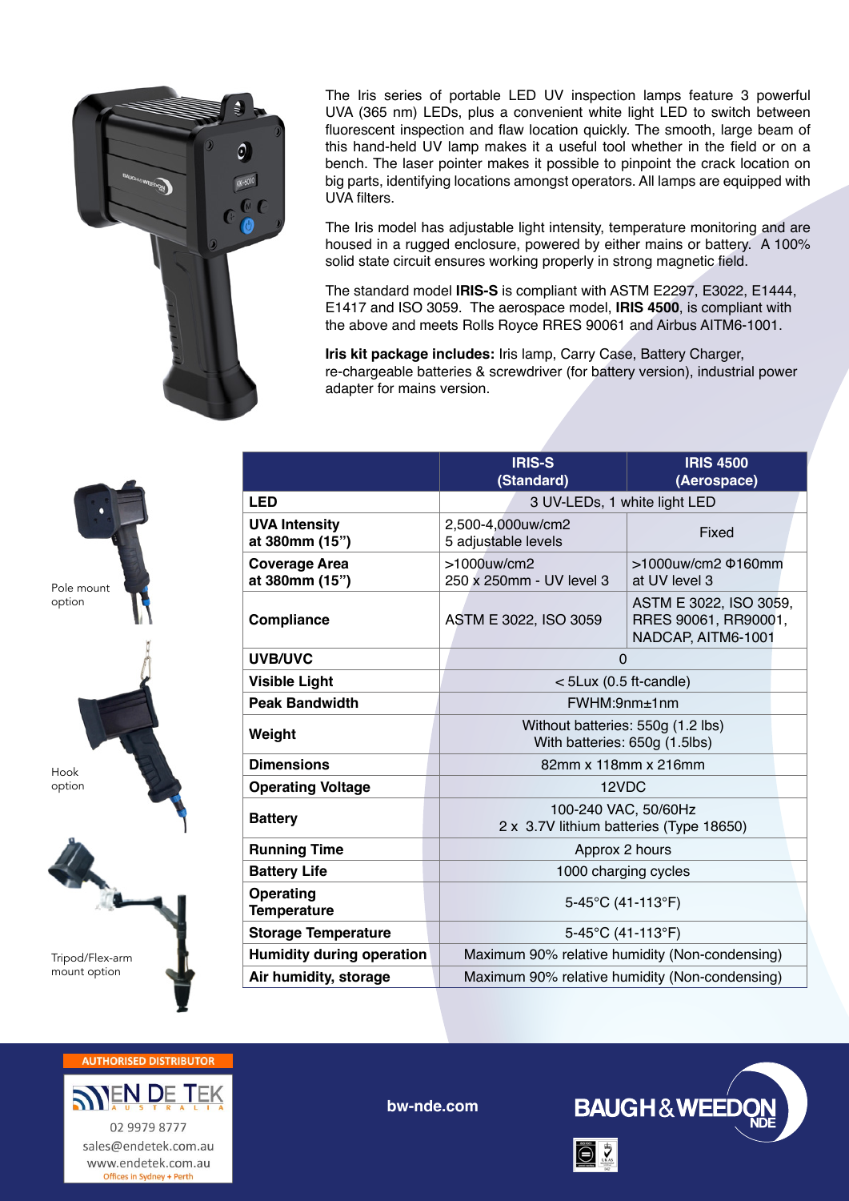The Iris series of portable LED UV inspection lamps feature 3 powerful UVA (365 nm) LEDs, plus a convenient white light LED to switch between fluorescent inspection and flaw location quickly. The smooth, large beam of this hand-held UV lamp makes it a useful tool whether in the field or on a bench. The laser pointer makes it possible to pinpoint the crack location on big parts, identifying locations amongst operators. All lamps are equipped with UVA filters.

The Iris model has adjustable light intensity, temperature monitoring and are housed in a rugged enclosure, powered by either mains or battery. A 100% solid state circuit ensures working properly in strong magnetic field.

The standard model **IRIS-S** is compliant with ASTM E2297, E3022, E1444, E1417 and ISO 3059. The aerospace model, **IRIS 4500**, is compliant with the above and meets Rolls Royce RRES 90061 and Airbus AITM6-1001.

**Iris kit package includes:** Iris lamp, Carry Case, Battery Charger, re-chargeable batteries & screwdriver (for battery version), industrial power adapter for mains version.

Pole mount option

Hook option

Tripod/Flex-arm mount option

| | IRIS-S (Standard) | IRIS 4500 (Aerospace) |
|---|---|---|
| **LED** | 3 UV-LEDs, 1 white light LED | |
| **UVA Intensity at 380mm (15")** | 2,500-4,000uw/cm2<br>5 adjustable levels | Fixed |
| **Coverage Area at 380mm (15")** | >1000uw/cm2<br>250 x 250mm - UV level 3 | >1000uw/cm2 Φ160mm at UV level 3 |
| **Compliance** | ASTM E 3022, ISO 3059 | ASTM E 3022, ISO 3059, RRES 90061, RR90001, NADCAP, AITM6-1001 |
| **UVB/UVC** | 0 | |
| **Visible Light** | < 5Lux (0.5 ft-candle) | |
| **Peak Bandwidth** | FWHM:9nm±1nm | |
| **Weight** | Without batteries: 550g (1.2 lbs)<br>With batteries: 650g (1.5lbs) | |
| **Dimensions** | 82mm x 118mm x 216mm | |
| **Operating Voltage** | 12VDC | |
| **Battery** | 100-240 VAC, 50/60Hz<br>2 x 3.7V lithium batteries (Type 18650) | |
| **Running Time** | Approx 2 hours | |
| **Battery Life** | 1000 charging cycles | |
| **Operating Temperature** | 5-45°C (41-113°F) | |
| **Storage Temperature** | 5-45°C (41-113°F) | |
| **Humidity during operation** | Maximum 90% relative humidity (Non-condensing) | |
| **Air humidity, storage** | Maximum 90% relative humidity (Non-condensing) | |

AUTHORISED DISTRIBUTOR

EN DE TEK AUSTRALIA

02 9979 8777
sales@endetek.com.au
www.endetek.com.au
Offices in Sydney + Perth

bw-nde.com

BAUGH & WEEDON NDE